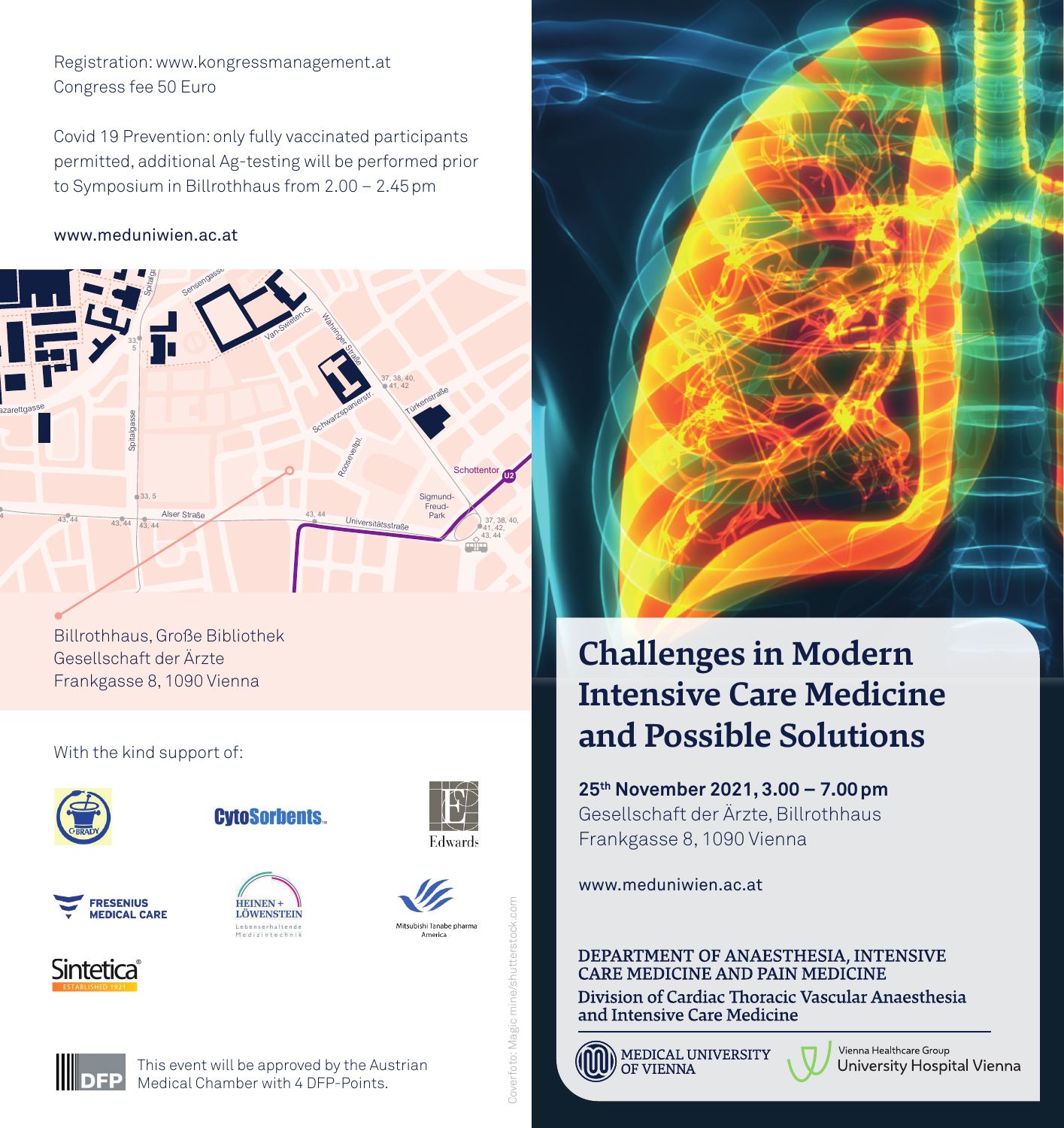Registration: www.kongressmanagement.at
Congress fee 50 Euro

Covid 19 Prevention: only fully vaccinated participants permitted, additional Ag-testing will be performed prior to Symposium in Billrothhaus from 2.00 – 2.45 pm

www.meduniwien.ac.at

Billrothhaus, Große Bibliothek
Gesellschaft der Ärzte
Frankgasse 8, 1090 Vienna

With the kind support of:

G.BRADY · CytoSorbents · Edwards · Fresenius Medical Care · Heinen + Löwenstein Lebenserhaltende Medizintechnik · Mitsubishi Tanabe pharma America · Sintetica established 1921

DFP — This event will be approved by the Austrian Medical Chamber with 4 DFP-Points.

Coverfoto: Magic mine/shutterstock.com

# Challenges in Modern Intensive Care Medicine and Possible Solutions

**25th November 2021, 3.00 – 7.00 pm**
Gesellschaft der Ärzte, Billrothhaus
Frankgasse 8, 1090 Vienna

www.meduniwien.ac.at

**DEPARTMENT OF ANAESTHESIA, INTENSIVE CARE MEDICINE AND PAIN MEDICINE**

**Division of Cardiac Thoracic Vascular Anaesthesia and Intensive Care Medicine**

MEDICAL UNIVERSITY OF VIENNA

Vienna Healthcare Group
University Hospital Vienna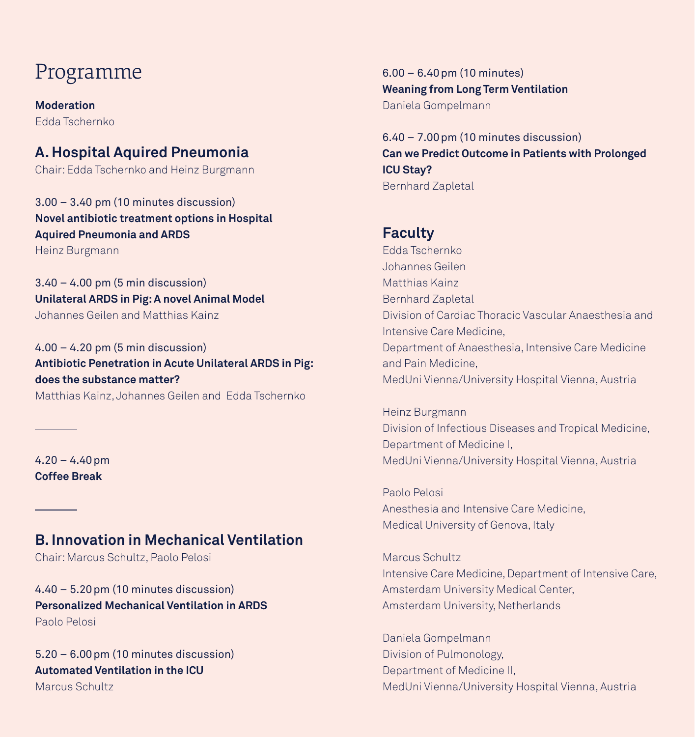# Programme

**Moderation**
Edda Tschernko

## A. Hospital Aquired Pneumonia

Chair: Edda Tschernko and Heinz Burgmann

3.00 – 3.40 pm (10 minutes discussion)
**Novel antibiotic treatment options in Hospital Aquired Pneumonia and ARDS**
Heinz Burgmann

3.40 – 4.00 pm (5 min discussion)
**Unilateral ARDS in Pig: A novel Animal Model**
Johannes Geilen and Matthias Kainz

4.00 – 4.20 pm (5 min discussion)
**Antibiotic Penetration in Acute Unilateral ARDS in Pig: does the substance matter?**
Matthias Kainz, Johannes Geilen and Edda Tschernko

---

4.20 – 4.40 pm
**Coffee Break**

---

## B. Innovation in Mechanical Ventilation

Chair: Marcus Schultz, Paolo Pelosi

4.40 – 5.20 pm (10 minutes discussion)
**Personalized Mechanical Ventilation in ARDS**
Paolo Pelosi

5.20 – 6.00 pm (10 minutes discussion)
**Automated Ventilation in the ICU**
Marcus Schultz

6.00 – 6.40 pm (10 minutes)
**Weaning from Long Term Ventilation**
Daniela Gompelmann

6.40 – 7.00 pm (10 minutes discussion)
**Can we Predict Outcome in Patients with Prolonged ICU Stay?**
Bernhard Zapletal

## Faculty

Edda Tschernko
Johannes Geilen
Matthias Kainz
Bernhard Zapletal
Division of Cardiac Thoracic Vascular Anaesthesia and Intensive Care Medicine,
Department of Anaesthesia, Intensive Care Medicine and Pain Medicine,
MedUni Vienna/University Hospital Vienna, Austria

Heinz Burgmann
Division of Infectious Diseases and Tropical Medicine,
Department of Medicine I,
MedUni Vienna/University Hospital Vienna, Austria

Paolo Pelosi
Anesthesia and Intensive Care Medicine,
Medical University of Genova, Italy

Marcus Schultz
Intensive Care Medicine, Department of Intensive Care,
Amsterdam University Medical Center,
Amsterdam University, Netherlands

Daniela Gompelmann
Division of Pulmonology,
Department of Medicine II,
MedUni Vienna/University Hospital Vienna, Austria